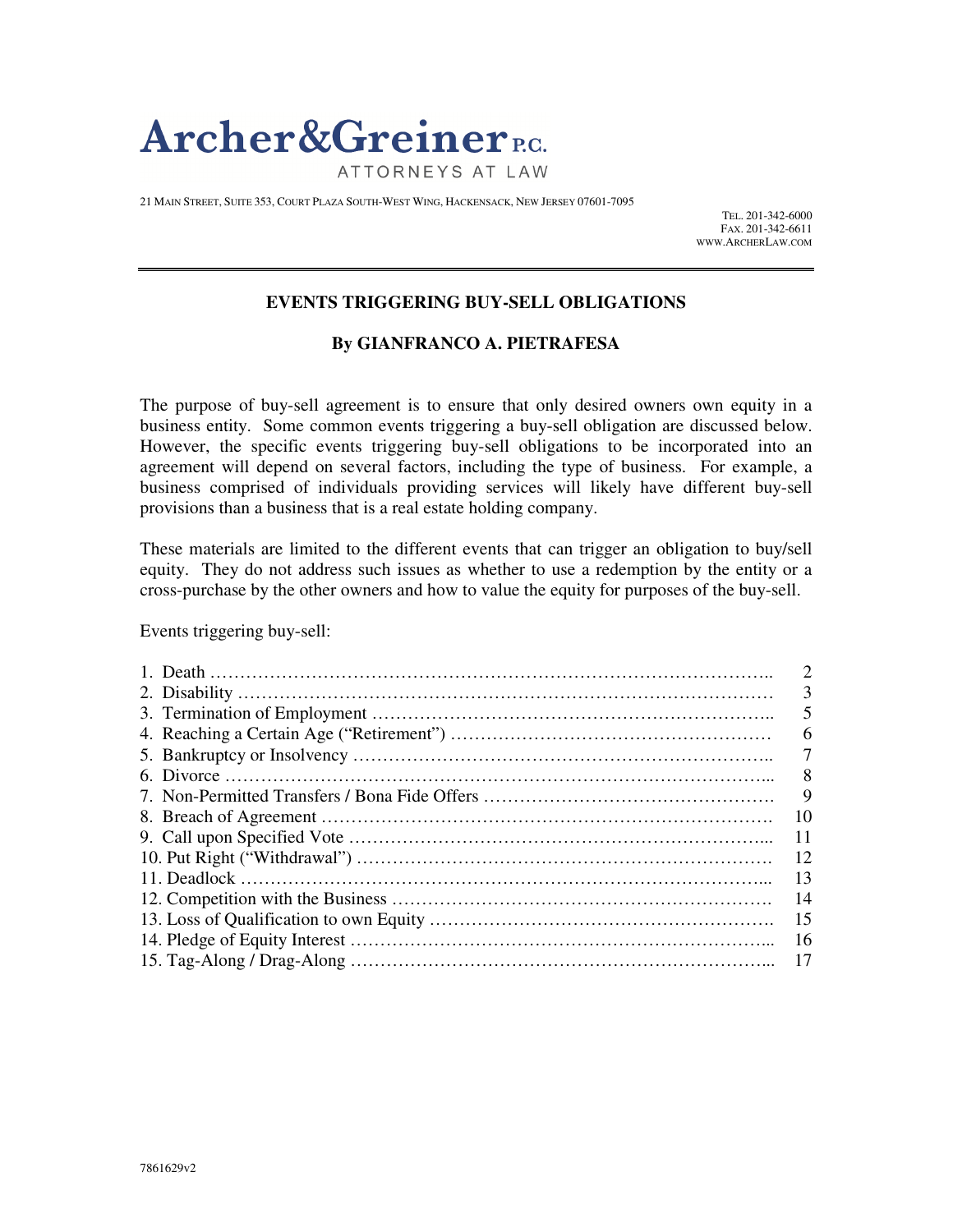# Archer&Greiner P.C.

ATTORNEYS AT LAW

21 MAIN STREET, SUITE 353, COURT PLAZA SOUTH-WEST WING, HACKENSACK, NEW JERSEY 07601-7095

TEL. 201-342-6000
FAX. 201-342-6611
WWW.ARCHERLAW.COM

---

## EVENTS TRIGGERING BUY-SELL OBLIGATIONS

### By GIANFRANCO A. PIETRAFESA

The purpose of buy-sell agreement is to ensure that only desired owners own equity in a business entity. Some common events triggering a buy-sell obligation are discussed below. However, the specific events triggering buy-sell obligations to be incorporated into an agreement will depend on several factors, including the type of business. For example, a business comprised of individuals providing services will likely have different buy-sell provisions than a business that is a real estate holding company.

These materials are limited to the different events that can trigger an obligation to buy/sell equity. They do not address such issues as whether to use a redemption by the entity or a cross-purchase by the other owners and how to value the equity for purposes of the buy-sell.

Events triggering buy-sell:

| | |
|---|---|
| 1. Death | 2 |
| 2. Disability | 3 |
| 3. Termination of Employment | 5 |
| 4. Reaching a Certain Age ("Retirement") | 6 |
| 5. Bankruptcy or Insolvency | 7 |
| 6. Divorce | 8 |
| 7. Non-Permitted Transfers / Bona Fide Offers | 9 |
| 8. Breach of Agreement | 10 |
| 9. Call upon Specified Vote | 11 |
| 10. Put Right ("Withdrawal") | 12 |
| 11. Deadlock | 13 |
| 12. Competition with the Business | 14 |
| 13. Loss of Qualification to own Equity | 15 |
| 14. Pledge of Equity Interest | 16 |
| 15. Tag-Along / Drag-Along | 17 |

7861629v2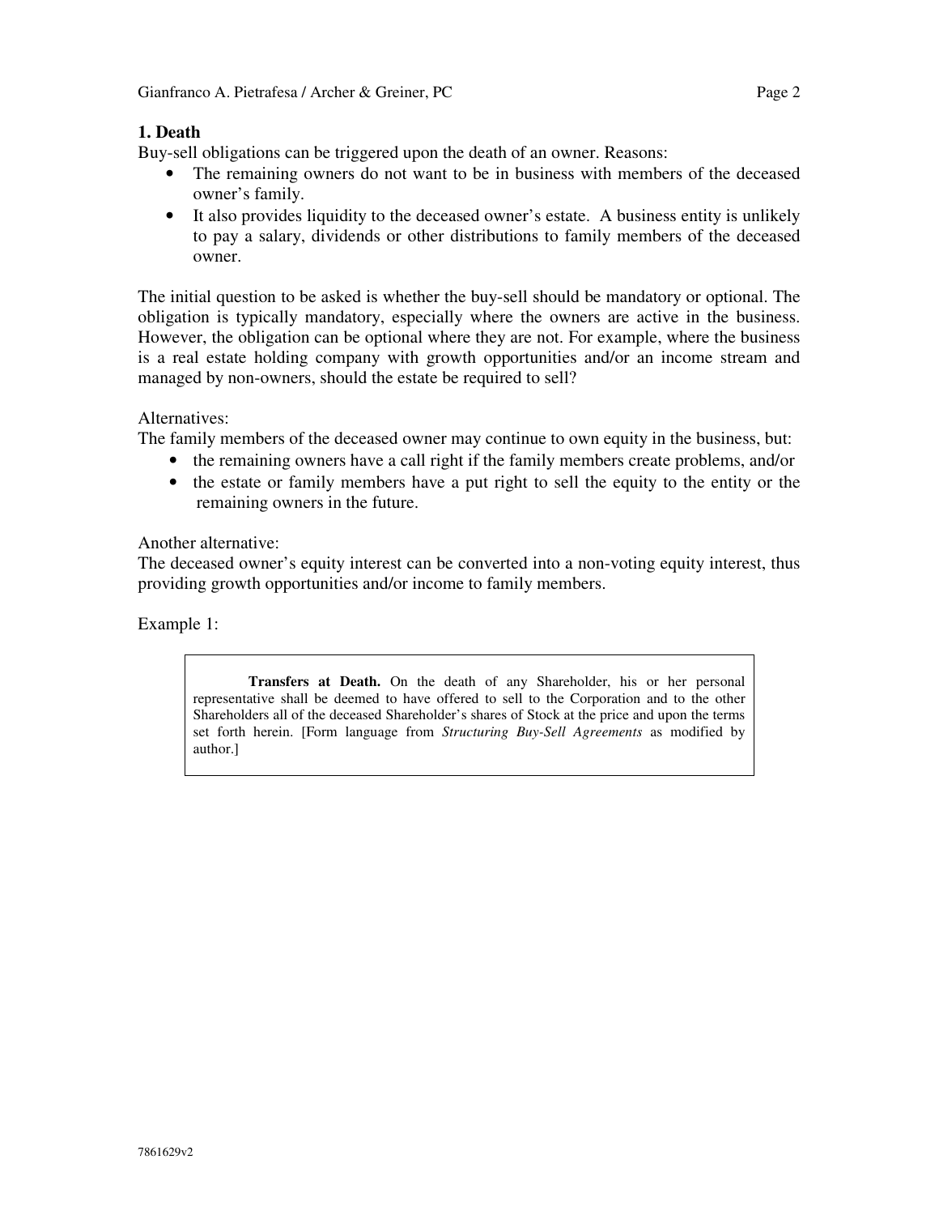### 1. Death

Buy-sell obligations can be triggered upon the death of an owner. Reasons:

- The remaining owners do not want to be in business with members of the deceased owner's family.
- It also provides liquidity to the deceased owner's estate. A business entity is unlikely to pay a salary, dividends or other distributions to family members of the deceased owner.

The initial question to be asked is whether the buy-sell should be mandatory or optional. The obligation is typically mandatory, especially where the owners are active in the business. However, the obligation can be optional where they are not. For example, where the business is a real estate holding company with growth opportunities and/or an income stream and managed by non-owners, should the estate be required to sell?

Alternatives:

The family members of the deceased owner may continue to own equity in the business, but:

- the remaining owners have a call right if the family members create problems, and/or
- the estate or family members have a put right to sell the equity to the entity or the remaining owners in the future.

Another alternative:

The deceased owner's equity interest can be converted into a non-voting equity interest, thus providing growth opportunities and/or income to family members.

Example 1:

> **Transfers at Death.** On the death of any Shareholder, his or her personal representative shall be deemed to have offered to sell to the Corporation and to the other Shareholders all of the deceased Shareholder's shares of Stock at the price and upon the terms set forth herein. [Form language from *Structuring Buy-Sell Agreements* as modified by author.]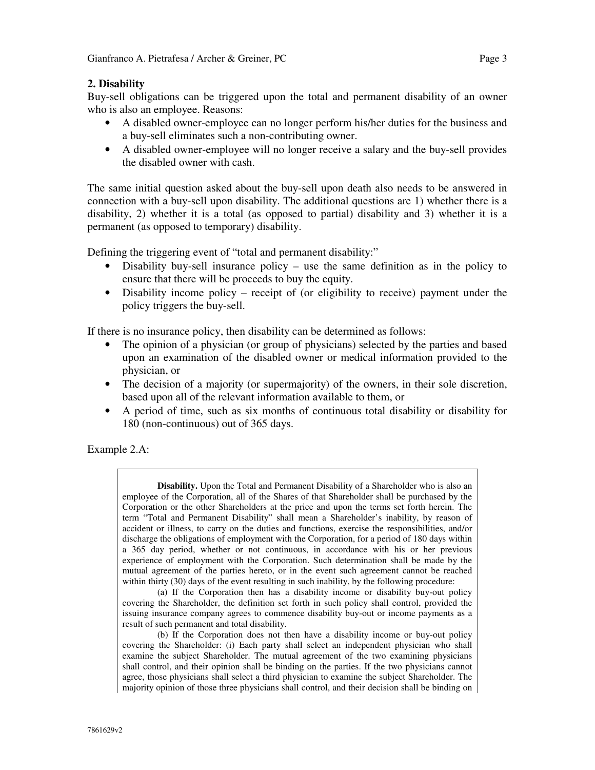## 2. Disability

Buy-sell obligations can be triggered upon the total and permanent disability of an owner who is also an employee. Reasons:

- A disabled owner-employee can no longer perform his/her duties for the business and a buy-sell eliminates such a non-contributing owner.
- A disabled owner-employee will no longer receive a salary and the buy-sell provides the disabled owner with cash.

The same initial question asked about the buy-sell upon death also needs to be answered in connection with a buy-sell upon disability. The additional questions are 1) whether there is a disability, 2) whether it is a total (as opposed to partial) disability and 3) whether it is a permanent (as opposed to temporary) disability.

Defining the triggering event of "total and permanent disability:"

- Disability buy-sell insurance policy – use the same definition as in the policy to ensure that there will be proceeds to buy the equity.
- Disability income policy – receipt of (or eligibility to receive) payment under the policy triggers the buy-sell.

If there is no insurance policy, then disability can be determined as follows:

- The opinion of a physician (or group of physicians) selected by the parties and based upon an examination of the disabled owner or medical information provided to the physician, or
- The decision of a majority (or supermajority) of the owners, in their sole discretion, based upon all of the relevant information available to them, or
- A period of time, such as six months of continuous total disability or disability for 180 (non-continuous) out of 365 days.

Example 2.A:

> **Disability.** Upon the Total and Permanent Disability of a Shareholder who is also an employee of the Corporation, all of the Shares of that Shareholder shall be purchased by the Corporation or the other Shareholders at the price and upon the terms set forth herein. The term "Total and Permanent Disability" shall mean a Shareholder's inability, by reason of accident or illness, to carry on the duties and functions, exercise the responsibilities, and/or discharge the obligations of employment with the Corporation, for a period of 180 days within a 365 day period, whether or not continuous, in accordance with his or her previous experience of employment with the Corporation. Such determination shall be made by the mutual agreement of the parties hereto, or in the event such agreement cannot be reached within thirty (30) days of the event resulting in such inability, by the following procedure:
>
> (a) If the Corporation then has a disability income or disability buy-out policy covering the Shareholder, the definition set forth in such policy shall control, provided the issuing insurance company agrees to commence disability buy-out or income payments as a result of such permanent and total disability.
>
> (b) If the Corporation does not then have a disability income or buy-out policy covering the Shareholder: (i) Each party shall select an independent physician who shall examine the subject Shareholder. The mutual agreement of the two examining physicians shall control, and their opinion shall be binding on the parties. If the two physicians cannot agree, those physicians shall select a third physician to examine the subject Shareholder. The majority opinion of those three physicians shall control, and their decision shall be binding on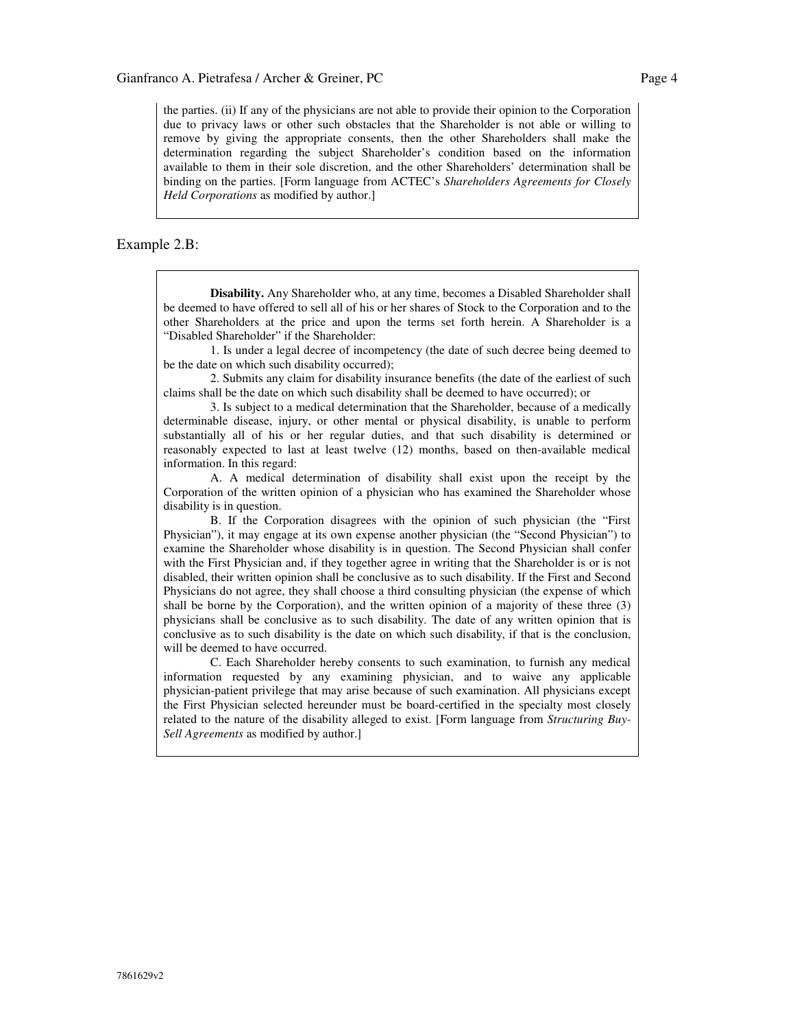the parties. (ii) If any of the physicians are not able to provide their opinion to the Corporation due to privacy laws or other such obstacles that the Shareholder is not able or willing to remove by giving the appropriate consents, then the other Shareholders shall make the determination regarding the subject Shareholder's condition based on the information available to them in their sole discretion, and the other Shareholders' determination shall be binding on the parties. [Form language from ACTEC's *Shareholders Agreements for Closely Held Corporations* as modified by author.]

Example 2.B:

**Disability.** Any Shareholder who, at any time, becomes a Disabled Shareholder shall be deemed to have offered to sell all of his or her shares of Stock to the Corporation and to the other Shareholders at the price and upon the terms set forth herein. A Shareholder is a "Disabled Shareholder" if the Shareholder:

1. Is under a legal decree of incompetency (the date of such decree being deemed to be the date on which such disability occurred);

2. Submits any claim for disability insurance benefits (the date of the earliest of such claims shall be the date on which such disability shall be deemed to have occurred); or

3. Is subject to a medical determination that the Shareholder, because of a medically determinable disease, injury, or other mental or physical disability, is unable to perform substantially all of his or her regular duties, and that such disability is determined or reasonably expected to last at least twelve (12) months, based on then-available medical information. In this regard:

A. A medical determination of disability shall exist upon the receipt by the Corporation of the written opinion of a physician who has examined the Shareholder whose disability is in question.

B. If the Corporation disagrees with the opinion of such physician (the "First Physician"), it may engage at its own expense another physician (the "Second Physician") to examine the Shareholder whose disability is in question. The Second Physician shall confer with the First Physician and, if they together agree in writing that the Shareholder is or is not disabled, their written opinion shall be conclusive as to such disability. If the First and Second Physicians do not agree, they shall choose a third consulting physician (the expense of which shall be borne by the Corporation), and the written opinion of a majority of these three (3) physicians shall be conclusive as to such disability. The date of any written opinion that is conclusive as to such disability is the date on which such disability, if that is the conclusion, will be deemed to have occurred.

C. Each Shareholder hereby consents to such examination, to furnish any medical information requested by any examining physician, and to waive any applicable physician-patient privilege that may arise because of such examination. All physicians except the First Physician selected hereunder must be board-certified in the specialty most closely related to the nature of the disability alleged to exist. [Form language from *Structuring Buy-Sell Agreements* as modified by author.]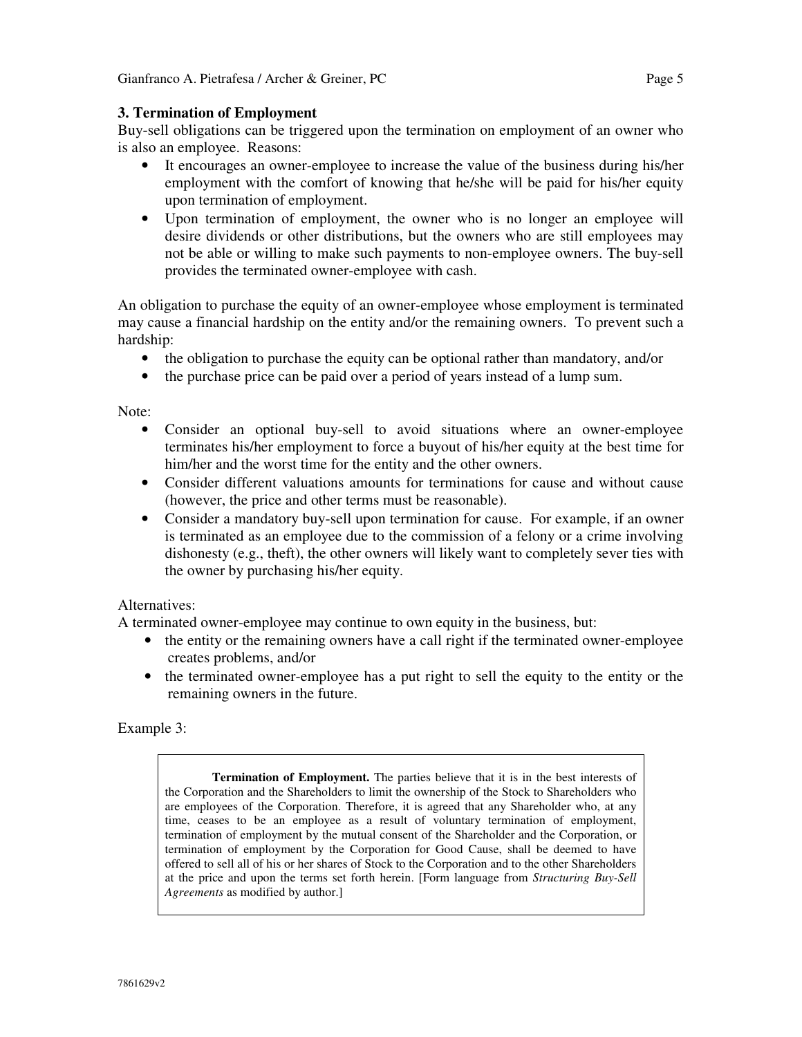### 3. Termination of Employment

Buy-sell obligations can be triggered upon the termination on employment of an owner who is also an employee. Reasons:

- It encourages an owner-employee to increase the value of the business during his/her employment with the comfort of knowing that he/she will be paid for his/her equity upon termination of employment.
- Upon termination of employment, the owner who is no longer an employee will desire dividends or other distributions, but the owners who are still employees may not be able or willing to make such payments to non-employee owners. The buy-sell provides the terminated owner-employee with cash.

An obligation to purchase the equity of an owner-employee whose employment is terminated may cause a financial hardship on the entity and/or the remaining owners. To prevent such a hardship:

- the obligation to purchase the equity can be optional rather than mandatory, and/or
- the purchase price can be paid over a period of years instead of a lump sum.

Note:

- Consider an optional buy-sell to avoid situations where an owner-employee terminates his/her employment to force a buyout of his/her equity at the best time for him/her and the worst time for the entity and the other owners.
- Consider different valuations amounts for terminations for cause and without cause (however, the price and other terms must be reasonable).
- Consider a mandatory buy-sell upon termination for cause. For example, if an owner is terminated as an employee due to the commission of a felony or a crime involving dishonesty (e.g., theft), the other owners will likely want to completely sever ties with the owner by purchasing his/her equity.

Alternatives:

A terminated owner-employee may continue to own equity in the business, but:

- the entity or the remaining owners have a call right if the terminated owner-employee creates problems, and/or
- the terminated owner-employee has a put right to sell the equity to the entity or the remaining owners in the future.

Example 3:

> **Termination of Employment.** The parties believe that it is in the best interests of the Corporation and the Shareholders to limit the ownership of the Stock to Shareholders who are employees of the Corporation. Therefore, it is agreed that any Shareholder who, at any time, ceases to be an employee as a result of voluntary termination of employment, termination of employment by the mutual consent of the Shareholder and the Corporation, or termination of employment by the Corporation for Good Cause, shall be deemed to have offered to sell all of his or her shares of Stock to the Corporation and to the other Shareholders at the price and upon the terms set forth herein. [Form language from *Structuring Buy-Sell Agreements* as modified by author.]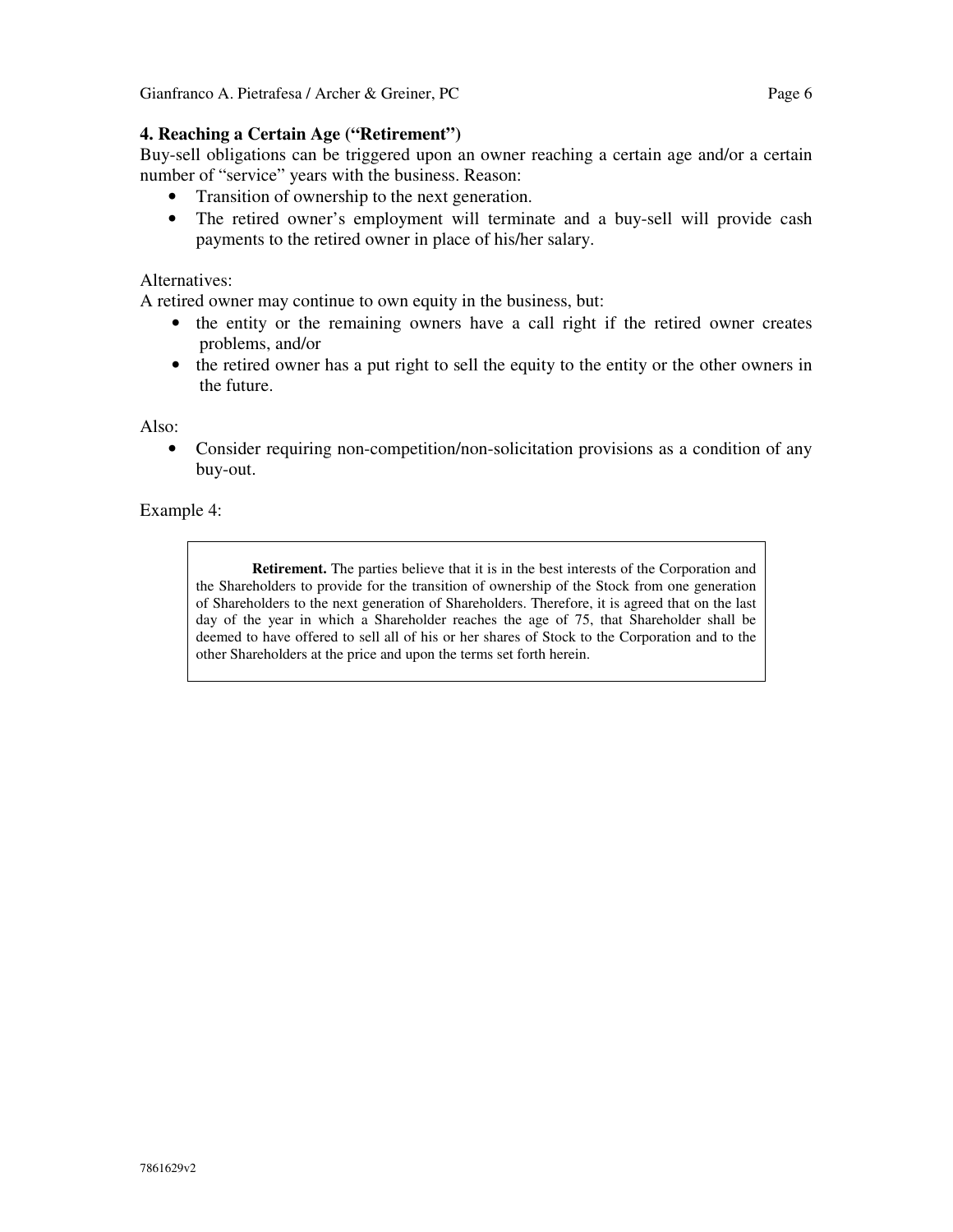## 4. Reaching a Certain Age ("Retirement")

Buy-sell obligations can be triggered upon an owner reaching a certain age and/or a certain number of "service" years with the business. Reason:

- Transition of ownership to the next generation.
- The retired owner's employment will terminate and a buy-sell will provide cash payments to the retired owner in place of his/her salary.

Alternatives:

A retired owner may continue to own equity in the business, but:

- the entity or the remaining owners have a call right if the retired owner creates problems, and/or
- the retired owner has a put right to sell the equity to the entity or the other owners in the future.

Also:

- Consider requiring non-competition/non-solicitation provisions as a condition of any buy-out.

Example 4:

> **Retirement.** The parties believe that it is in the best interests of the Corporation and the Shareholders to provide for the transition of ownership of the Stock from one generation of Shareholders to the next generation of Shareholders. Therefore, it is agreed that on the last day of the year in which a Shareholder reaches the age of 75, that Shareholder shall be deemed to have offered to sell all of his or her shares of Stock to the Corporation and to the other Shareholders at the price and upon the terms set forth herein.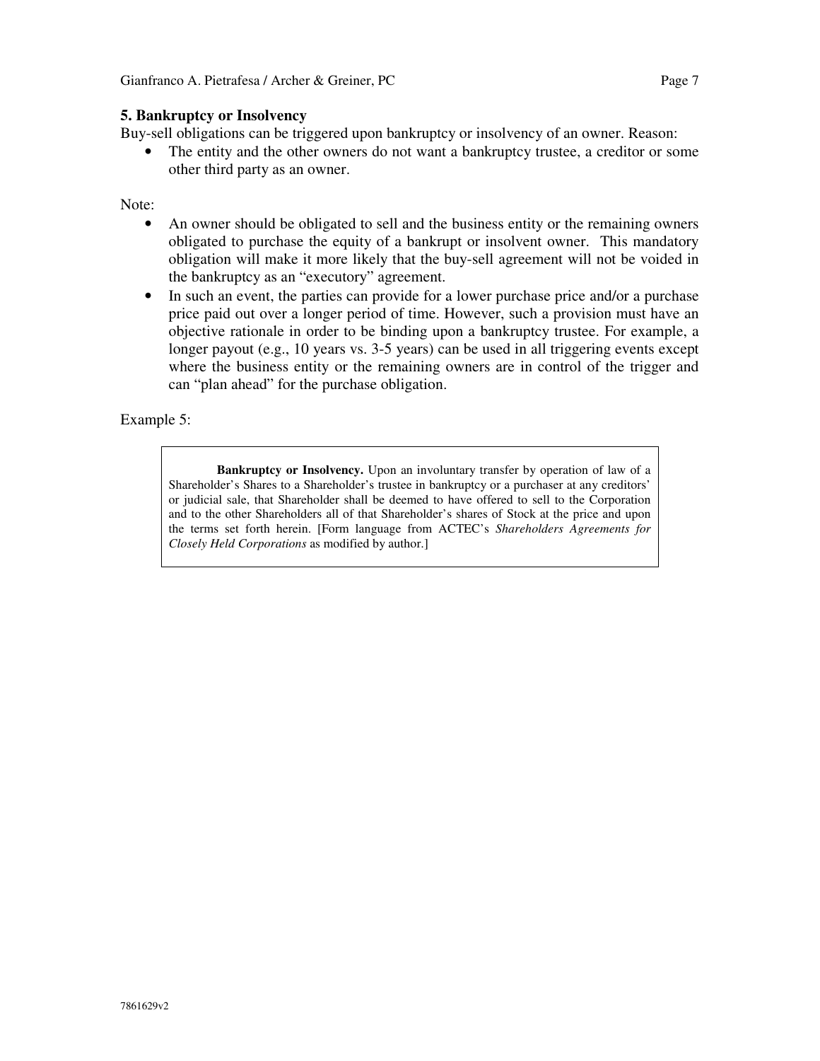### 5. Bankruptcy or Insolvency

Buy-sell obligations can be triggered upon bankruptcy or insolvency of an owner. Reason:

- The entity and the other owners do not want a bankruptcy trustee, a creditor or some other third party as an owner.

Note:

- An owner should be obligated to sell and the business entity or the remaining owners obligated to purchase the equity of a bankrupt or insolvent owner. This mandatory obligation will make it more likely that the buy-sell agreement will not be voided in the bankruptcy as an "executory" agreement.
- In such an event, the parties can provide for a lower purchase price and/or a purchase price paid out over a longer period of time. However, such a provision must have an objective rationale in order to be binding upon a bankruptcy trustee. For example, a longer payout (e.g., 10 years vs. 3-5 years) can be used in all triggering events except where the business entity or the remaining owners are in control of the trigger and can "plan ahead" for the purchase obligation.

Example 5:

> **Bankruptcy or Insolvency.** Upon an involuntary transfer by operation of law of a Shareholder's Shares to a Shareholder's trustee in bankruptcy or a purchaser at any creditors' or judicial sale, that Shareholder shall be deemed to have offered to sell to the Corporation and to the other Shareholders all of that Shareholder's shares of Stock at the price and upon the terms set forth herein. [Form language from ACTEC's *Shareholders Agreements for Closely Held Corporations* as modified by author.]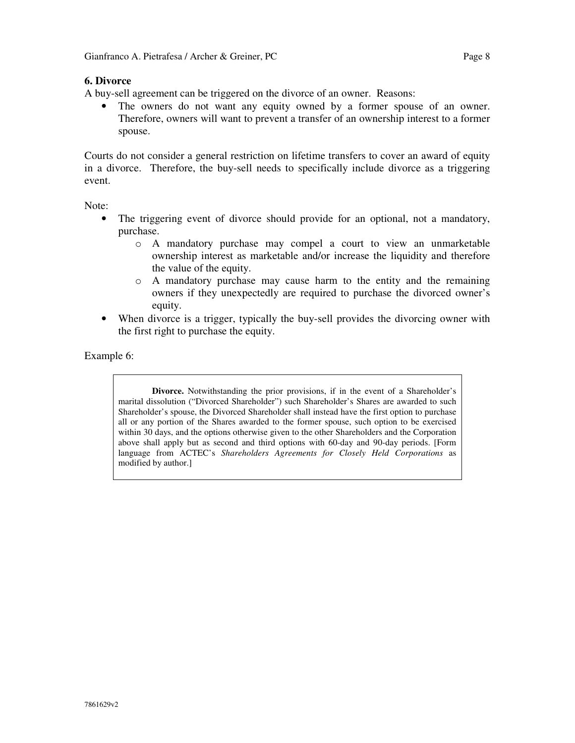### 6. Divorce

A buy-sell agreement can be triggered on the divorce of an owner. Reasons:

- The owners do not want any equity owned by a former spouse of an owner. Therefore, owners will want to prevent a transfer of an ownership interest to a former spouse.

Courts do not consider a general restriction on lifetime transfers to cover an award of equity in a divorce. Therefore, the buy-sell needs to specifically include divorce as a triggering event.

Note:

- The triggering event of divorce should provide for an optional, not a mandatory, purchase.
    - A mandatory purchase may compel a court to view an unmarketable ownership interest as marketable and/or increase the liquidity and therefore the value of the equity.
    - A mandatory purchase may cause harm to the entity and the remaining owners if they unexpectedly are required to purchase the divorced owner's equity.
- When divorce is a trigger, typically the buy-sell provides the divorcing owner with the first right to purchase the equity.

Example 6:

> **Divorce.** Notwithstanding the prior provisions, if in the event of a Shareholder's marital dissolution ("Divorced Shareholder") such Shareholder's Shares are awarded to such Shareholder's spouse, the Divorced Shareholder shall instead have the first option to purchase all or any portion of the Shares awarded to the former spouse, such option to be exercised within 30 days, and the options otherwise given to the other Shareholders and the Corporation above shall apply but as second and third options with 60-day and 90-day periods. [Form language from ACTEC's *Shareholders Agreements for Closely Held Corporations* as modified by author.]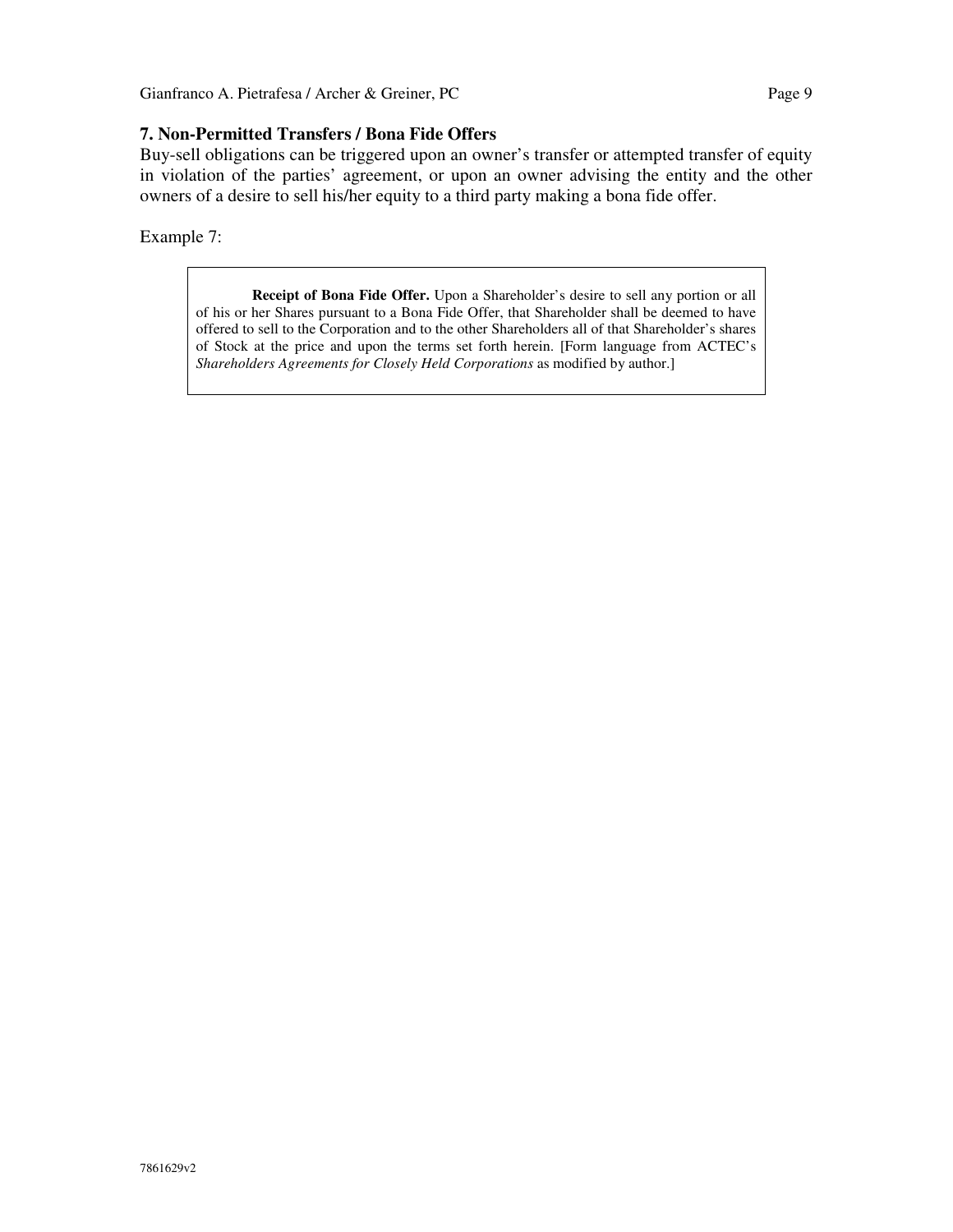### 7. Non-Permitted Transfers / Bona Fide Offers

Buy-sell obligations can be triggered upon an owner's transfer or attempted transfer of equity in violation of the parties' agreement, or upon an owner advising the entity and the other owners of a desire to sell his/her equity to a third party making a bona fide offer.

Example 7:

> **Receipt of Bona Fide Offer.** Upon a Shareholder's desire to sell any portion or all of his or her Shares pursuant to a Bona Fide Offer, that Shareholder shall be deemed to have offered to sell to the Corporation and to the other Shareholders all of that Shareholder's shares of Stock at the price and upon the terms set forth herein. [Form language from ACTEC's *Shareholders Agreements for Closely Held Corporations* as modified by author.]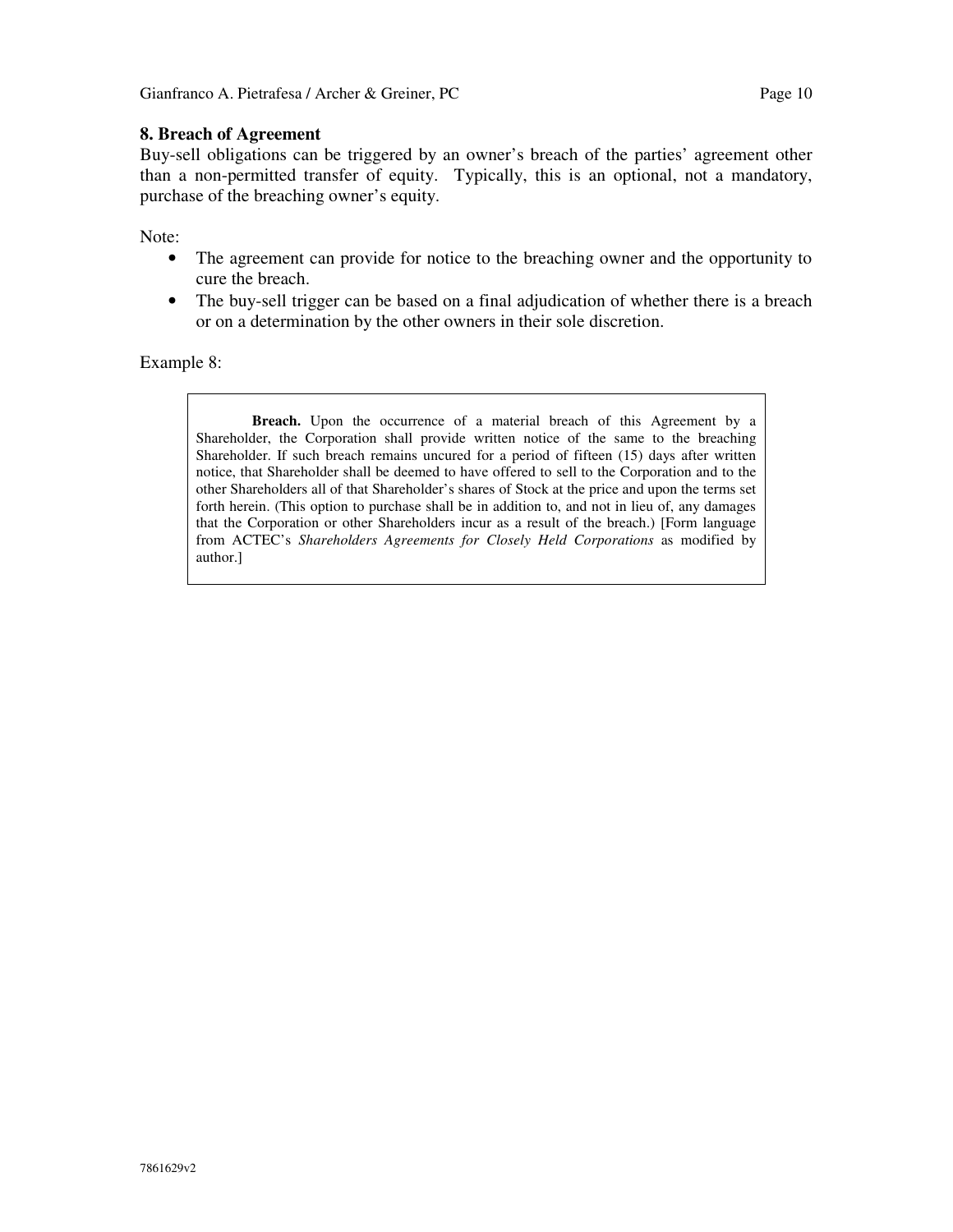### 8. Breach of Agreement

Buy-sell obligations can be triggered by an owner's breach of the parties' agreement other than a non-permitted transfer of equity. Typically, this is an optional, not a mandatory, purchase of the breaching owner's equity.

Note:

- The agreement can provide for notice to the breaching owner and the opportunity to cure the breach.
- The buy-sell trigger can be based on a final adjudication of whether there is a breach or on a determination by the other owners in their sole discretion.

Example 8:

> **Breach.** Upon the occurrence of a material breach of this Agreement by a Shareholder, the Corporation shall provide written notice of the same to the breaching Shareholder. If such breach remains uncured for a period of fifteen (15) days after written notice, that Shareholder shall be deemed to have offered to sell to the Corporation and to the other Shareholders all of that Shareholder's shares of Stock at the price and upon the terms set forth herein. (This option to purchase shall be in addition to, and not in lieu of, any damages that the Corporation or other Shareholders incur as a result of the breach.) [Form language from ACTEC's *Shareholders Agreements for Closely Held Corporations* as modified by author.]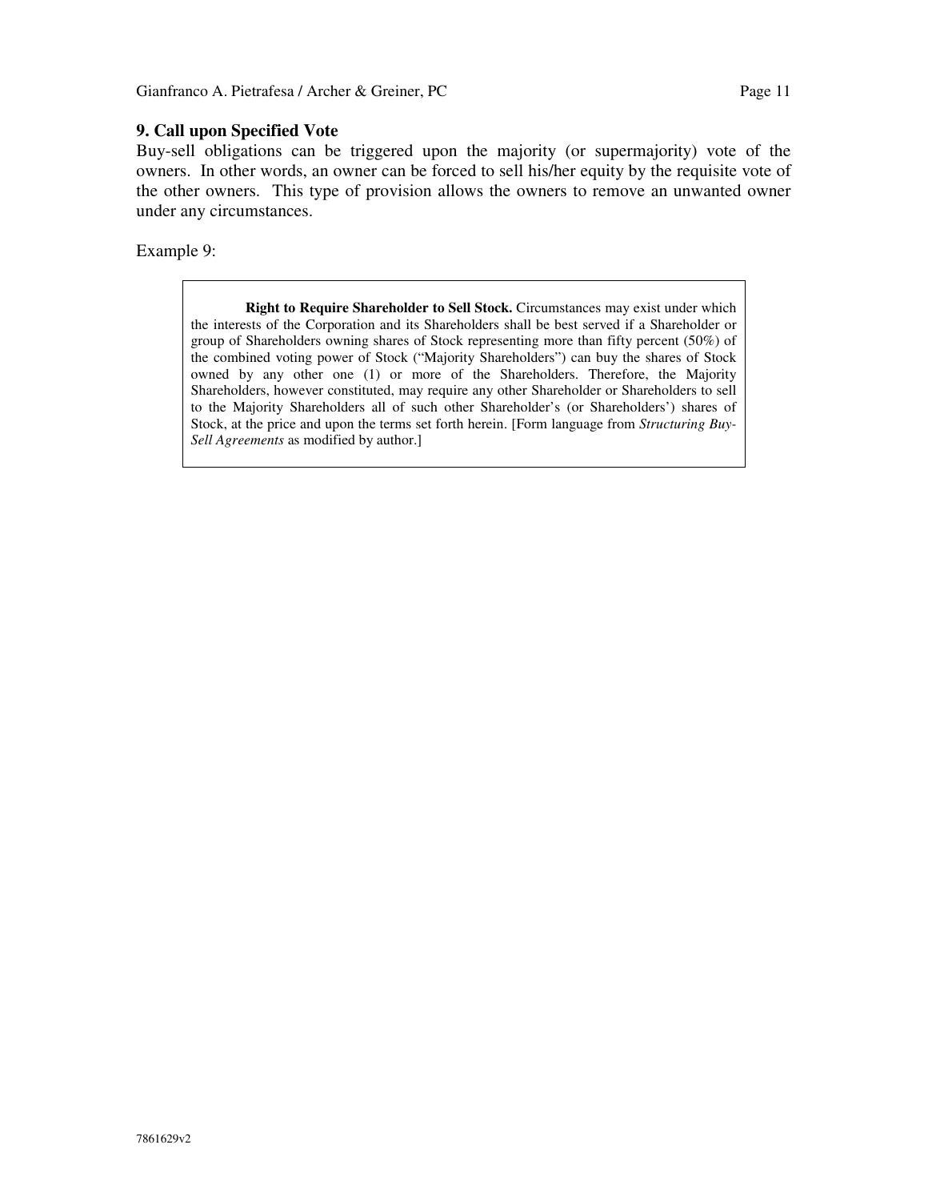### 9. Call upon Specified Vote

Buy-sell obligations can be triggered upon the majority (or supermajority) vote of the owners. In other words, an owner can be forced to sell his/her equity by the requisite vote of the other owners. This type of provision allows the owners to remove an unwanted owner under any circumstances.

Example 9:

> **Right to Require Shareholder to Sell Stock.** Circumstances may exist under which the interests of the Corporation and its Shareholders shall be best served if a Shareholder or group of Shareholders owning shares of Stock representing more than fifty percent (50%) of the combined voting power of Stock ("Majority Shareholders") can buy the shares of Stock owned by any other one (1) or more of the Shareholders. Therefore, the Majority Shareholders, however constituted, may require any other Shareholder or Shareholders to sell to the Majority Shareholders all of such other Shareholder's (or Shareholders') shares of Stock, at the price and upon the terms set forth herein. [Form language from *Structuring Buy-Sell Agreements* as modified by author.]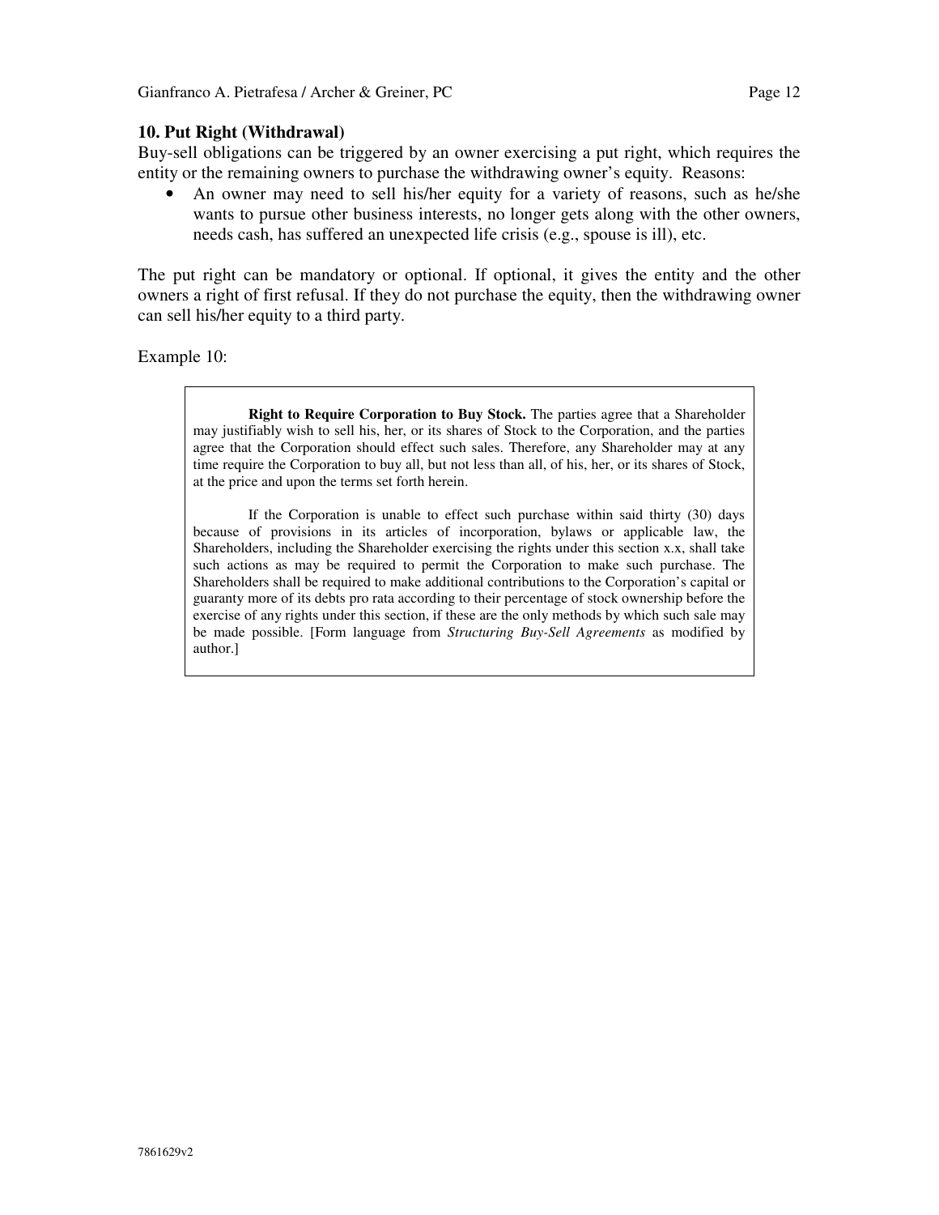### 10. Put Right (Withdrawal)

Buy-sell obligations can be triggered by an owner exercising a put right, which requires the entity or the remaining owners to purchase the withdrawing owner's equity. Reasons:

- An owner may need to sell his/her equity for a variety of reasons, such as he/she wants to pursue other business interests, no longer gets along with the other owners, needs cash, has suffered an unexpected life crisis (e.g., spouse is ill), etc.

The put right can be mandatory or optional. If optional, it gives the entity and the other owners a right of first refusal. If they do not purchase the equity, then the withdrawing owner can sell his/her equity to a third party.

Example 10:

> **Right to Require Corporation to Buy Stock.** The parties agree that a Shareholder may justifiably wish to sell his, her, or its shares of Stock to the Corporation, and the parties agree that the Corporation should effect such sales. Therefore, any Shareholder may at any time require the Corporation to buy all, but not less than all, of his, her, or its shares of Stock, at the price and upon the terms set forth herein.
>
> If the Corporation is unable to effect such purchase within said thirty (30) days because of provisions in its articles of incorporation, bylaws or applicable law, the Shareholders, including the Shareholder exercising the rights under this section x.x, shall take such actions as may be required to permit the Corporation to make such purchase. The Shareholders shall be required to make additional contributions to the Corporation's capital or guaranty more of its debts pro rata according to their percentage of stock ownership before the exercise of any rights under this section, if these are the only methods by which such sale may be made possible. [Form language from *Structuring Buy-Sell Agreements* as modified by author.]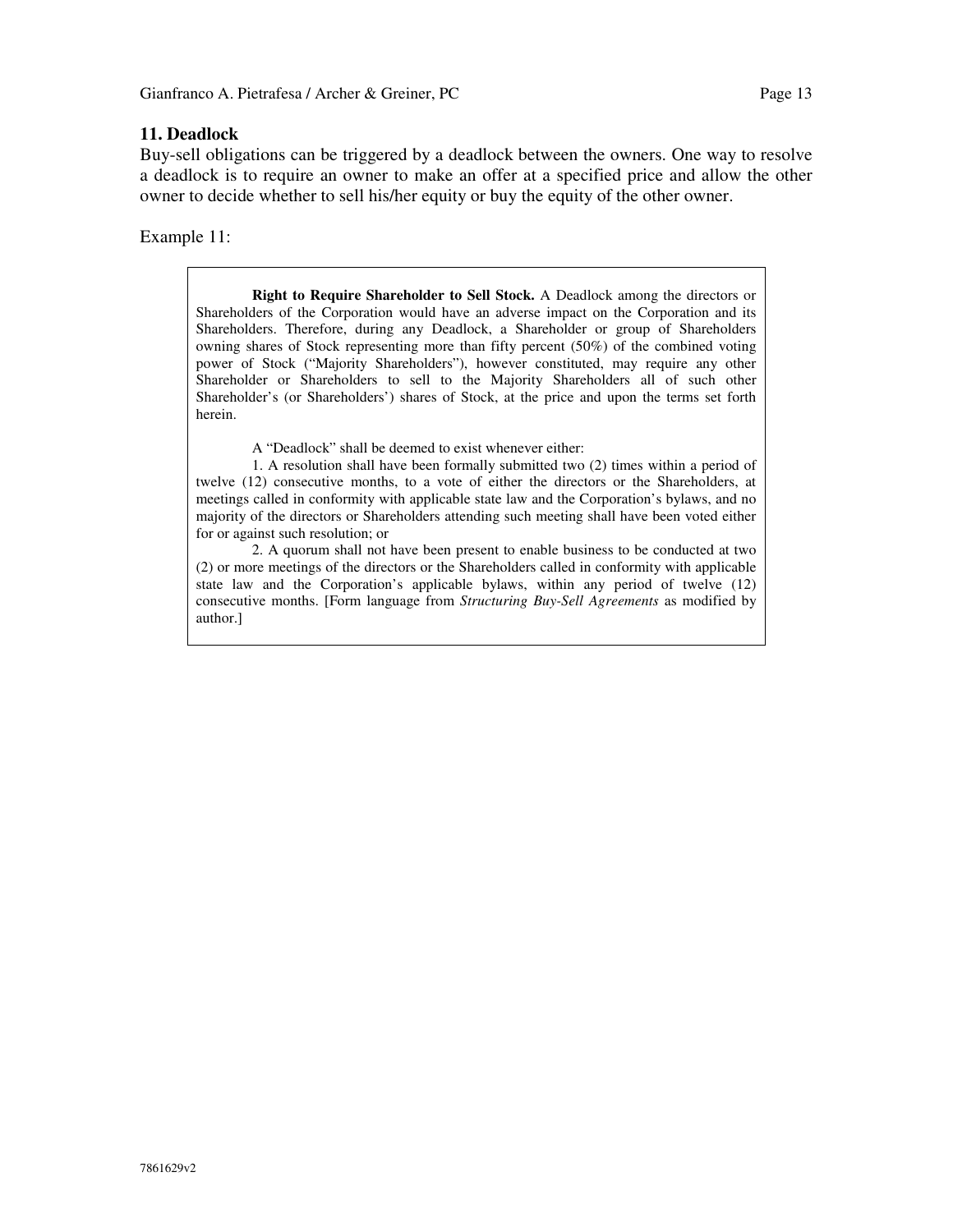### 11. Deadlock

Buy-sell obligations can be triggered by a deadlock between the owners. One way to resolve a deadlock is to require an owner to make an offer at a specified price and allow the other owner to decide whether to sell his/her equity or buy the equity of the other owner.

Example 11:

> **Right to Require Shareholder to Sell Stock.** A Deadlock among the directors or Shareholders of the Corporation would have an adverse impact on the Corporation and its Shareholders. Therefore, during any Deadlock, a Shareholder or group of Shareholders owning shares of Stock representing more than fifty percent (50%) of the combined voting power of Stock ("Majority Shareholders"), however constituted, may require any other Shareholder or Shareholders to sell to the Majority Shareholders all of such other Shareholder's (or Shareholders') shares of Stock, at the price and upon the terms set forth herein.
>
> A "Deadlock" shall be deemed to exist whenever either:
>
> 1. A resolution shall have been formally submitted two (2) times within a period of twelve (12) consecutive months, to a vote of either the directors or the Shareholders, at meetings called in conformity with applicable state law and the Corporation's bylaws, and no majority of the directors or Shareholders attending such meeting shall have been voted either for or against such resolution; or
>
> 2. A quorum shall not have been present to enable business to be conducted at two (2) or more meetings of the directors or the Shareholders called in conformity with applicable state law and the Corporation's applicable bylaws, within any period of twelve (12) consecutive months. [Form language from *Structuring Buy-Sell Agreements* as modified by author.]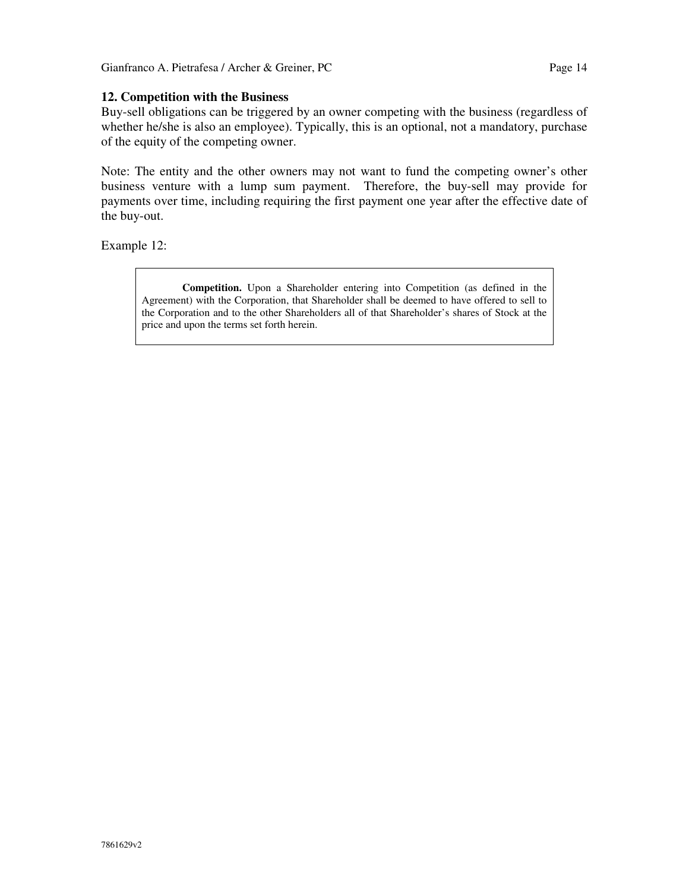### 12. Competition with the Business

Buy-sell obligations can be triggered by an owner competing with the business (regardless of whether he/she is also an employee). Typically, this is an optional, not a mandatory, purchase of the equity of the competing owner.

Note: The entity and the other owners may not want to fund the competing owner's other business venture with a lump sum payment. Therefore, the buy-sell may provide for payments over time, including requiring the first payment one year after the effective date of the buy-out.

Example 12:

> **Competition.** Upon a Shareholder entering into Competition (as defined in the Agreement) with the Corporation, that Shareholder shall be deemed to have offered to sell to the Corporation and to the other Shareholders all of that Shareholder's shares of Stock at the price and upon the terms set forth herein.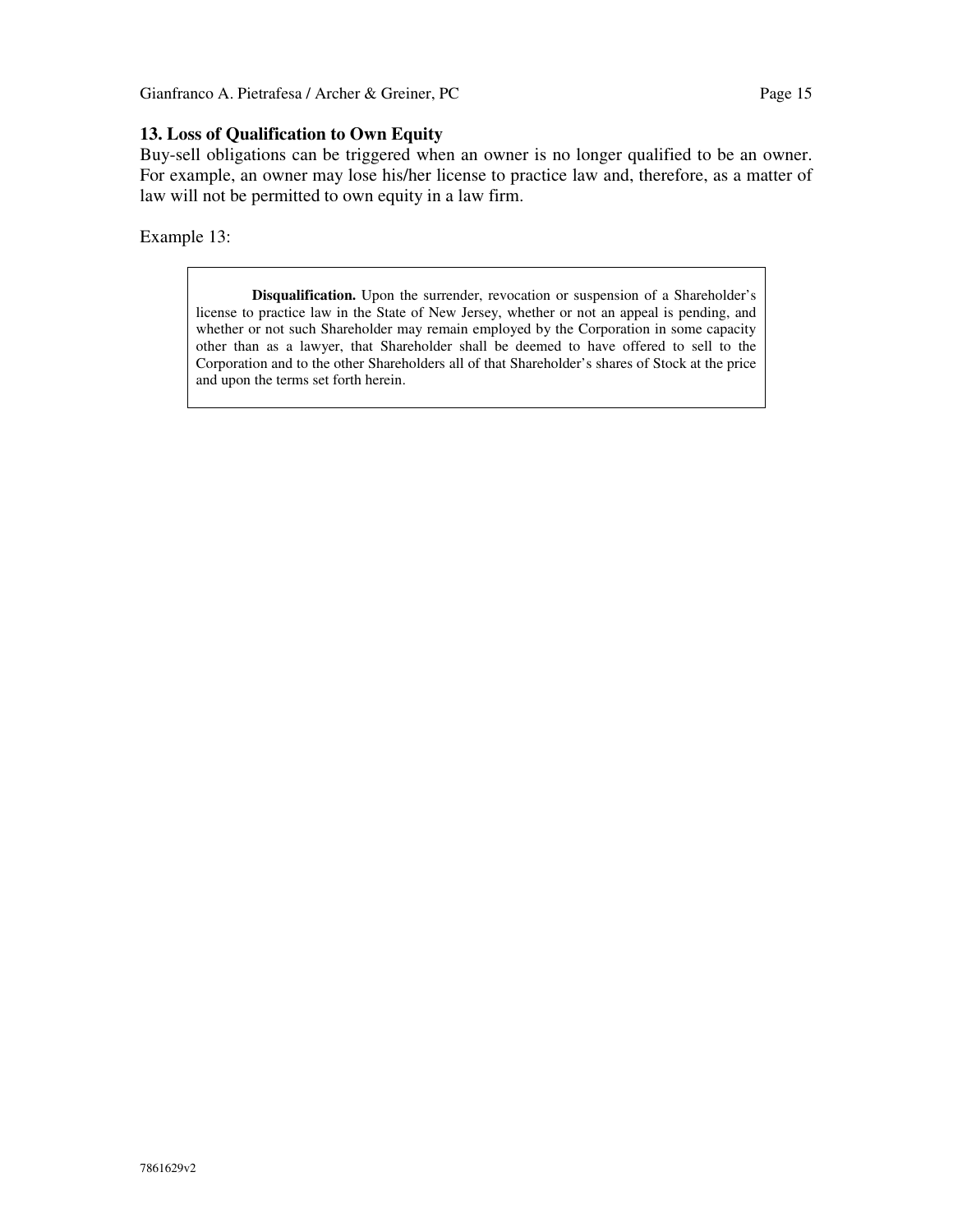## 13. Loss of Qualification to Own Equity

Buy-sell obligations can be triggered when an owner is no longer qualified to be an owner. For example, an owner may lose his/her license to practice law and, therefore, as a matter of law will not be permitted to own equity in a law firm.

Example 13:

> **Disqualification.** Upon the surrender, revocation or suspension of a Shareholder's license to practice law in the State of New Jersey, whether or not an appeal is pending, and whether or not such Shareholder may remain employed by the Corporation in some capacity other than as a lawyer, that Shareholder shall be deemed to have offered to sell to the Corporation and to the other Shareholders all of that Shareholder's shares of Stock at the price and upon the terms set forth herein.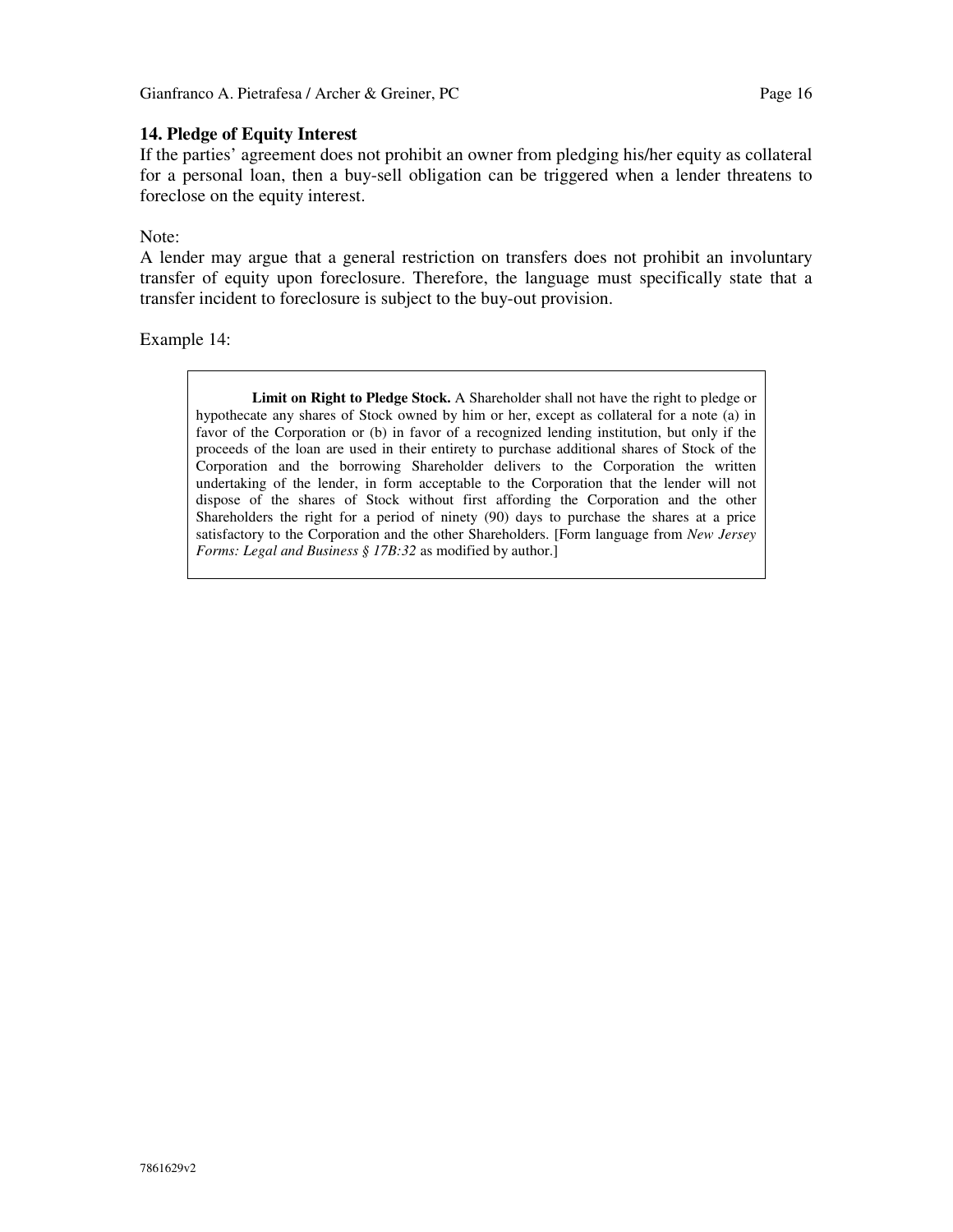## 14. Pledge of Equity Interest

If the parties' agreement does not prohibit an owner from pledging his/her equity as collateral for a personal loan, then a buy-sell obligation can be triggered when a lender threatens to foreclose on the equity interest.

Note:

A lender may argue that a general restriction on transfers does not prohibit an involuntary transfer of equity upon foreclosure. Therefore, the language must specifically state that a transfer incident to foreclosure is subject to the buy-out provision.

Example 14:

> **Limit on Right to Pledge Stock.** A Shareholder shall not have the right to pledge or hypothecate any shares of Stock owned by him or her, except as collateral for a note (a) in favor of the Corporation or (b) in favor of a recognized lending institution, but only if the proceeds of the loan are used in their entirety to purchase additional shares of Stock of the Corporation and the borrowing Shareholder delivers to the Corporation the written undertaking of the lender, in form acceptable to the Corporation that the lender will not dispose of the shares of Stock without first affording the Corporation and the other Shareholders the right for a period of ninety (90) days to purchase the shares at a price satisfactory to the Corporation and the other Shareholders. [Form language from *New Jersey Forms: Legal and Business § 17B:32* as modified by author.]

7861629v2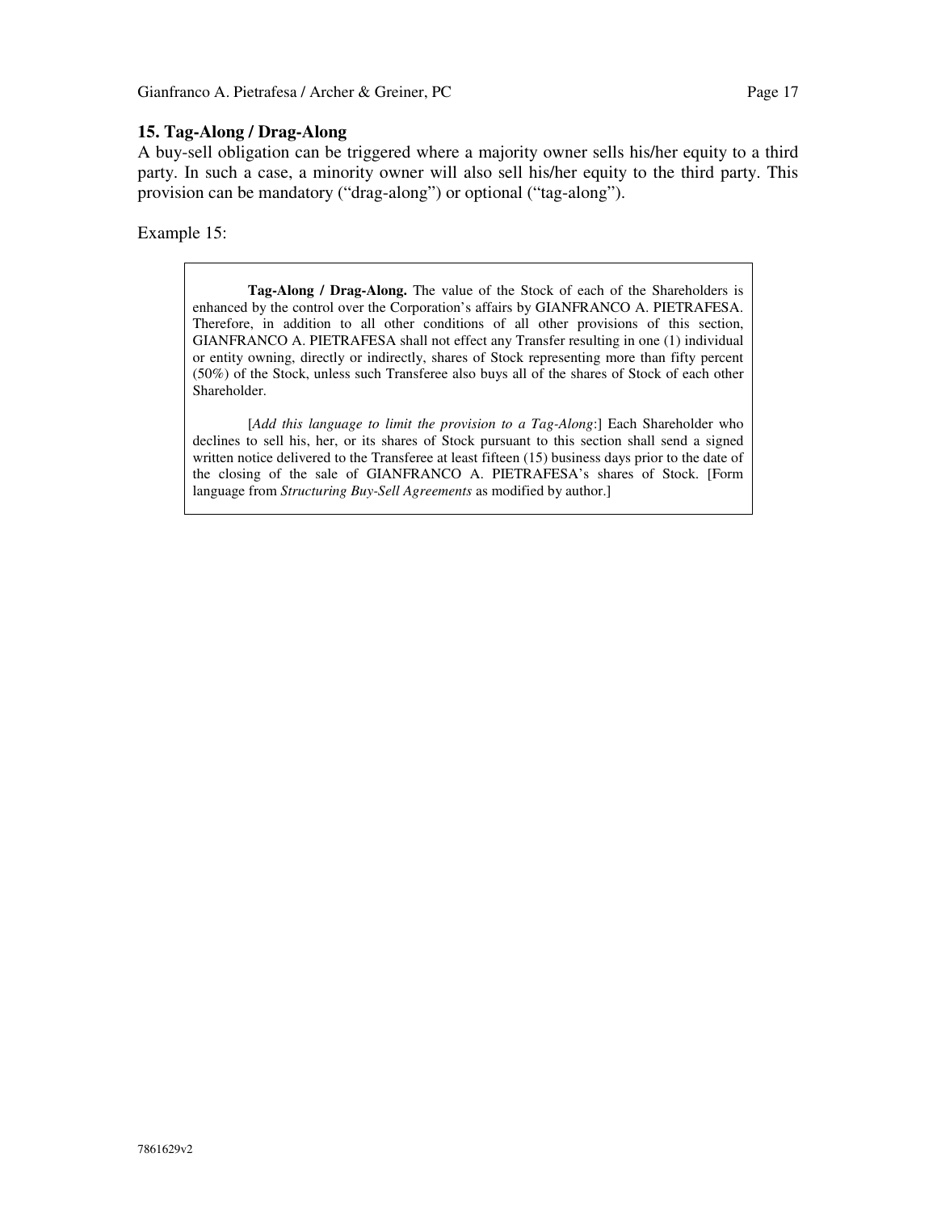## 15. Tag-Along / Drag-Along

A buy-sell obligation can be triggered where a majority owner sells his/her equity to a third party. In such a case, a minority owner will also sell his/her equity to the third party. This provision can be mandatory ("drag-along") or optional ("tag-along").

Example 15:

> **Tag-Along / Drag-Along.** The value of the Stock of each of the Shareholders is enhanced by the control over the Corporation's affairs by GIANFRANCO A. PIETRAFESA. Therefore, in addition to all other conditions of all other provisions of this section, GIANFRANCO A. PIETRAFESA shall not effect any Transfer resulting in one (1) individual or entity owning, directly or indirectly, shares of Stock representing more than fifty percent (50%) of the Stock, unless such Transferee also buys all of the shares of Stock of each other Shareholder.
>
> [*Add this language to limit the provision to a Tag-Along*:] Each Shareholder who declines to sell his, her, or its shares of Stock pursuant to this section shall send a signed written notice delivered to the Transferee at least fifteen (15) business days prior to the date of the closing of the sale of GIANFRANCO A. PIETRAFESA's shares of Stock. [Form language from *Structuring Buy-Sell Agreements* as modified by author.]

7861629v2